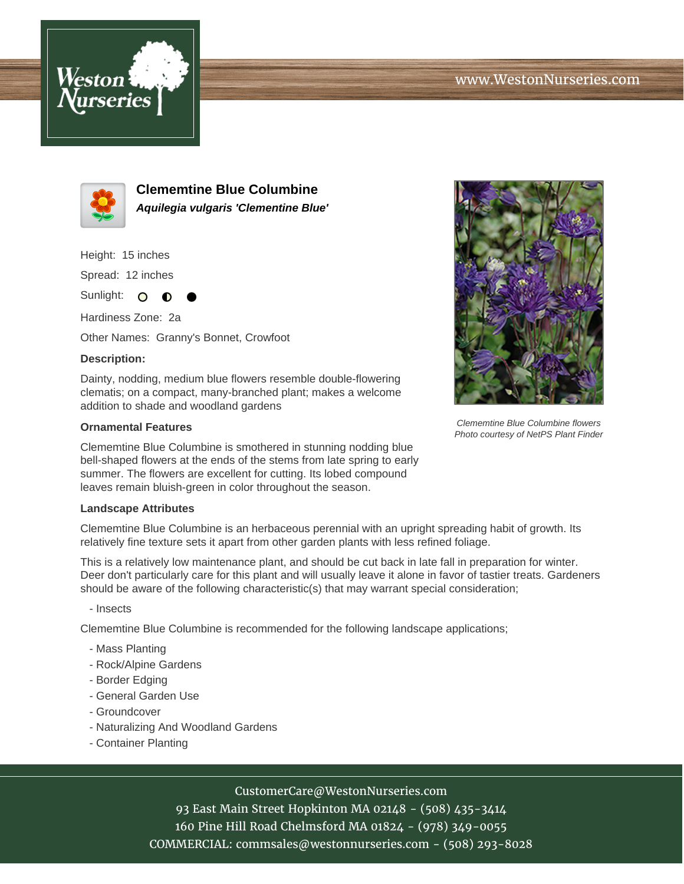www.WestonNurseries.com

# Clememtine Blue Columbine

***Aquilegia vulgaris 'Clementine Blue'***

Height: 15 inches

Spread: 12 inches

Sunlight:

Hardiness Zone: 2a

Other Names: Granny's Bonnet, Crowfoot

**Description:**

Dainty, nodding, medium blue flowers resemble double-flowering clematis; on a compact, many-branched plant; makes a welcome addition to shade and woodland gardens

*Clememtine Blue Columbine flowers*
*Photo courtesy of NetPS Plant Finder*

### Ornamental Features

Clememtine Blue Columbine is smothered in stunning nodding blue bell-shaped flowers at the ends of the stems from late spring to early summer. The flowers are excellent for cutting. Its lobed compound leaves remain bluish-green in color throughout the season.

### Landscape Attributes

Clememtine Blue Columbine is an herbaceous perennial with an upright spreading habit of growth. Its relatively fine texture sets it apart from other garden plants with less refined foliage.

This is a relatively low maintenance plant, and should be cut back in late fall in preparation for winter. Deer don't particularly care for this plant and will usually leave it alone in favor of tastier treats. Gardeners should be aware of the following characteristic(s) that may warrant special consideration;

- Insects

Clememtine Blue Columbine is recommended for the following landscape applications;

- Mass Planting
- Rock/Alpine Gardens
- Border Edging
- General Garden Use
- Groundcover
- Naturalizing And Woodland Gardens
- Container Planting

CustomerCare@WestonNurseries.com
93 East Main Street Hopkinton MA 02148 - (508) 435-3414
160 Pine Hill Road Chelmsford MA 01824 - (978) 349-0055
COMMERCIAL: commsales@westonnurseries.com - (508) 293-8028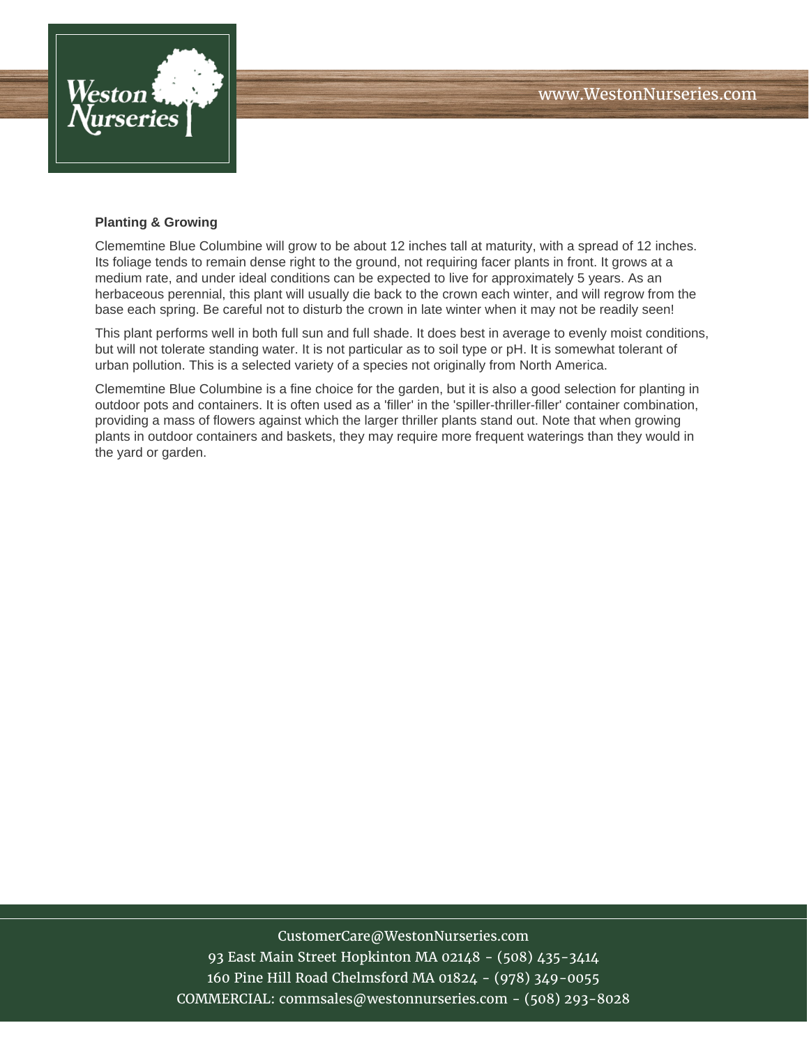### Planting & Growing

Clememtine Blue Columbine will grow to be about 12 inches tall at maturity, with a spread of 12 inches. Its foliage tends to remain dense right to the ground, not requiring facer plants in front. It grows at a medium rate, and under ideal conditions can be expected to live for approximately 5 years. As an herbaceous perennial, this plant will usually die back to the crown each winter, and will regrow from the base each spring. Be careful not to disturb the crown in late winter when it may not be readily seen!

This plant performs well in both full sun and full shade. It does best in average to evenly moist conditions, but will not tolerate standing water. It is not particular as to soil type or pH. It is somewhat tolerant of urban pollution. This is a selected variety of a species not originally from North America.

Clememtine Blue Columbine is a fine choice for the garden, but it is also a good selection for planting in outdoor pots and containers. It is often used as a 'filler' in the 'spiller-thriller-filler' container combination, providing a mass of flowers against which the larger thriller plants stand out. Note that when growing plants in outdoor containers and baskets, they may require more frequent waterings than they would in the yard or garden.